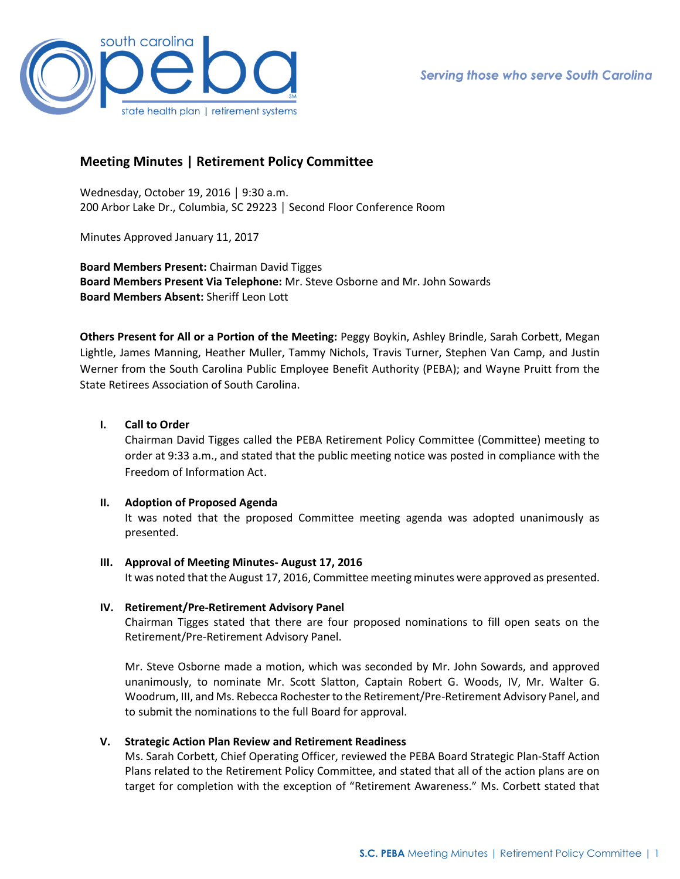## Meeting Minutes | Retirement Policy Committee

Wednesday, October 19, 2016 │ 9:30 a.m.
200 Arbor Lake Dr., Columbia, SC 29223 │ Second Floor Conference Room

Minutes Approved January 11, 2017

**Board Members Present:** Chairman David Tigges
**Board Members Present Via Telephone:** Mr. Steve Osborne and Mr. John Sowards
**Board Members Absent:** Sheriff Leon Lott

**Others Present for All or a Portion of the Meeting:** Peggy Boykin, Ashley Brindle, Sarah Corbett, Megan Lightle, James Manning, Heather Muller, Tammy Nichols, Travis Turner, Stephen Van Camp, and Justin Werner from the South Carolina Public Employee Benefit Authority (PEBA); and Wayne Pruitt from the State Retirees Association of South Carolina.

**I. Call to Order**

Chairman David Tigges called the PEBA Retirement Policy Committee (Committee) meeting to order at 9:33 a.m., and stated that the public meeting notice was posted in compliance with the Freedom of Information Act.

**II. Adoption of Proposed Agenda**

It was noted that the proposed Committee meeting agenda was adopted unanimously as presented.

**III. Approval of Meeting Minutes- August 17, 2016**

It was noted that the August 17, 2016, Committee meeting minutes were approved as presented.

**IV. Retirement/Pre-Retirement Advisory Panel**

Chairman Tigges stated that there are four proposed nominations to fill open seats on the Retirement/Pre-Retirement Advisory Panel.

Mr. Steve Osborne made a motion, which was seconded by Mr. John Sowards, and approved unanimously, to nominate Mr. Scott Slatton, Captain Robert G. Woods, IV, Mr. Walter G. Woodrum, III, and Ms. Rebecca Rochester to the Retirement/Pre-Retirement Advisory Panel, and to submit the nominations to the full Board for approval.

**V. Strategic Action Plan Review and Retirement Readiness**

Ms. Sarah Corbett, Chief Operating Officer, reviewed the PEBA Board Strategic Plan-Staff Action Plans related to the Retirement Policy Committee, and stated that all of the action plans are on target for completion with the exception of "Retirement Awareness." Ms. Corbett stated that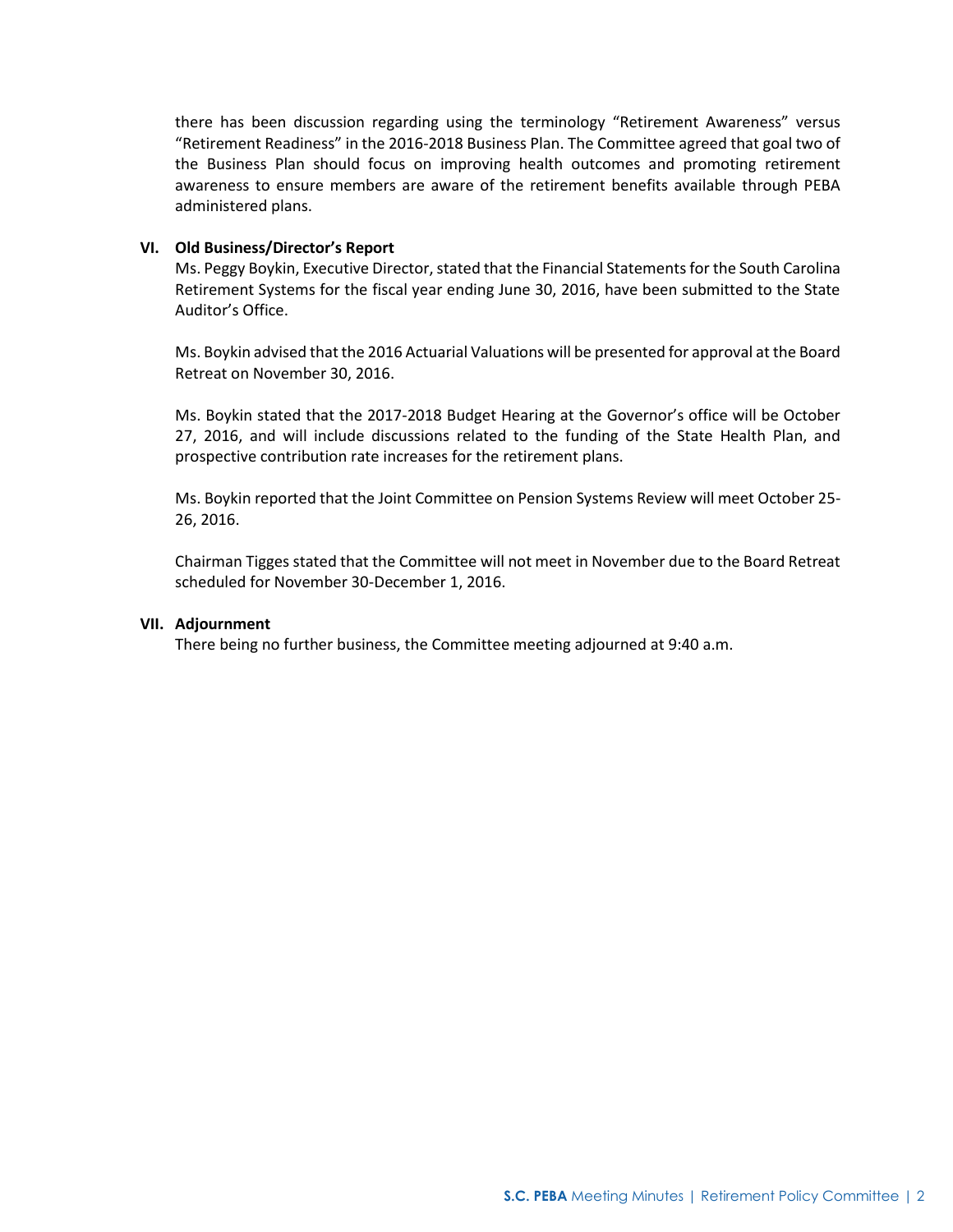there has been discussion regarding using the terminology "Retirement Awareness" versus "Retirement Readiness" in the 2016-2018 Business Plan. The Committee agreed that goal two of the Business Plan should focus on improving health outcomes and promoting retirement awareness to ensure members are aware of the retirement benefits available through PEBA administered plans.

**VI. Old Business/Director's Report**

Ms. Peggy Boykin, Executive Director, stated that the Financial Statements for the South Carolina Retirement Systems for the fiscal year ending June 30, 2016, have been submitted to the State Auditor's Office.

Ms. Boykin advised that the 2016 Actuarial Valuations will be presented for approval at the Board Retreat on November 30, 2016.

Ms. Boykin stated that the 2017-2018 Budget Hearing at the Governor's office will be October 27, 2016, and will include discussions related to the funding of the State Health Plan, and prospective contribution rate increases for the retirement plans.

Ms. Boykin reported that the Joint Committee on Pension Systems Review will meet October 25-26, 2016.

Chairman Tigges stated that the Committee will not meet in November due to the Board Retreat scheduled for November 30-December 1, 2016.

**VII. Adjournment**

There being no further business, the Committee meeting adjourned at 9:40 a.m.